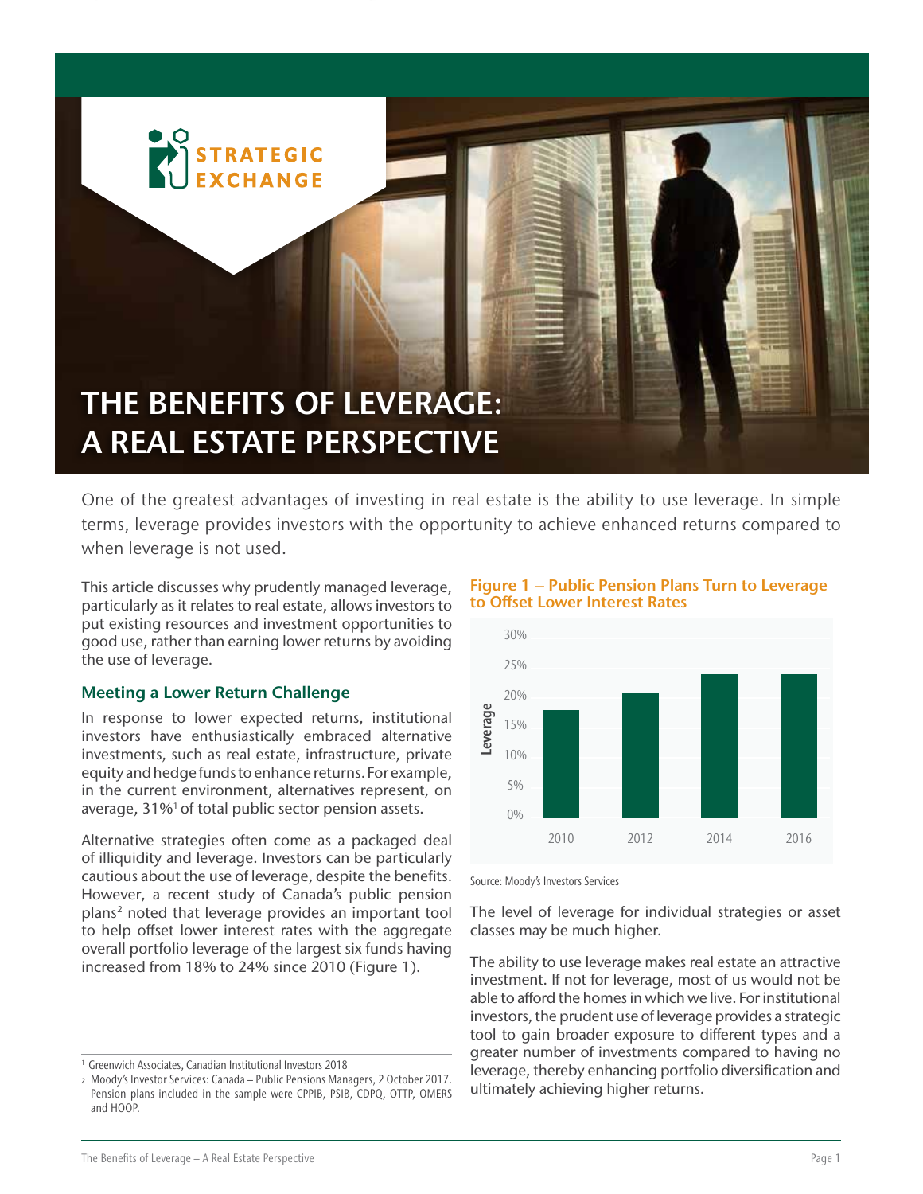# THE BENEFITS OF LEVERAGE: A REAL ESTATE PERSPECTIVE

One of the greatest advantages of investing in real estate is the ability to use leverage. In simple terms, leverage provides investors with the opportunity to achieve enhanced returns compared to when leverage is not used.

This article discusses why prudently managed leverage, particularly as it relates to real estate, allows investors to put existing resources and investment opportunities to good use, rather than earning lower returns by avoiding the use of leverage.

## Meeting a Lower Return Challenge

In response to lower expected returns, institutional investors have enthusiastically embraced alternative investments, such as real estate, infrastructure, private equity and hedge funds to enhance returns. For example, in the current environment, alternatives represent, on average, 31%[1] of total public sector pension assets.

Alternative strategies often come as a packaged deal of illiquidity and leverage. Investors can be particularly cautious about the use of leverage, despite the benefits. However, a recent study of Canada's public pension plans[2] noted that leverage provides an important tool to help offset lower interest rates with the aggregate overall portfolio leverage of the largest six funds having increased from 18% to 24% since 2010 (Figure 1).

**Figure 1 – Public Pension Plans Turn to Leverage to Offset Lower Interest Rates**

| Year | Leverage |
|---|---|
| 2010 | 18% |
| 2012 | 21% |
| 2014 | 24% |
| 2016 | 24% |

Source: Moody's Investors Services

The level of leverage for individual strategies or asset classes may be much higher.

The ability to use leverage makes real estate an attractive investment. If not for leverage, most of us would not be able to afford the homes in which we live. For institutional investors, the prudent use of leverage provides a strategic tool to gain broader exposure to different types and a greater number of investments compared to having no leverage, thereby enhancing portfolio diversification and ultimately achieving higher returns.

[1] Greenwich Associates, Canadian Institutional Investors 2018

[2] Moody's Investor Services: Canada – Public Pensions Managers, 2 October 2017. Pension plans included in the sample were CPPIB, PSIB, CDPQ, OTTP, OMERS and HOOP.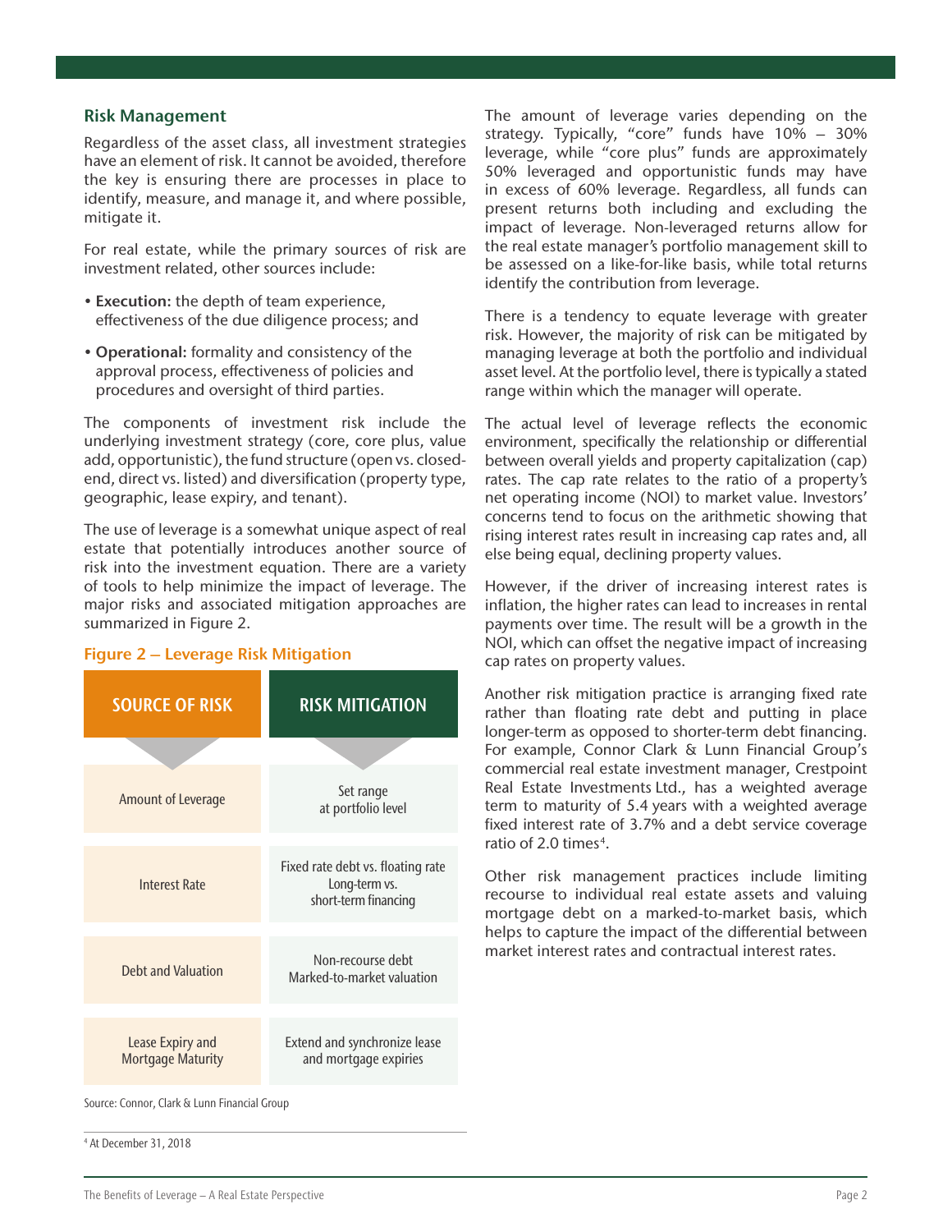## Risk Management

Regardless of the asset class, all investment strategies have an element of risk. It cannot be avoided, therefore the key is ensuring there are processes in place to identify, measure, and manage it, and where possible, mitigate it.

For real estate, while the primary sources of risk are investment related, other sources include:

- **Execution:** the depth of team experience, effectiveness of the due diligence process; and
- **Operational:** formality and consistency of the approval process, effectiveness of policies and procedures and oversight of third parties.

The components of investment risk include the underlying investment strategy (core, core plus, value add, opportunistic), the fund structure (open vs. closed-end, direct vs. listed) and diversification (property type, geographic, lease expiry, and tenant).

The use of leverage is a somewhat unique aspect of real estate that potentially introduces another source of risk into the investment equation. There are a variety of tools to help minimize the impact of leverage. The major risks and associated mitigation approaches are summarized in Figure 2.

**Figure 2 – Leverage Risk Mitigation**

| SOURCE OF RISK | RISK MITIGATION |
|---|---|
| Amount of Leverage | Set range at portfolio level |
| Interest Rate | Fixed rate debt vs. floating rate Long-term vs. short-term financing |
| Debt and Valuation | Non-recourse debt Marked-to-market valuation |
| Lease Expiry and Mortgage Maturity | Extend and synchronize lease and mortgage expiries |

Source: Connor, Clark & Lunn Financial Group

The amount of leverage varies depending on the strategy. Typically, "core" funds have 10% – 30% leverage, while "core plus" funds are approximately 50% leveraged and opportunistic funds may have in excess of 60% leverage. Regardless, all funds can present returns both including and excluding the impact of leverage. Non-leveraged returns allow for the real estate manager's portfolio management skill to be assessed on a like-for-like basis, while total returns identify the contribution from leverage.

There is a tendency to equate leverage with greater risk. However, the majority of risk can be mitigated by managing leverage at both the portfolio and individual asset level. At the portfolio level, there is typically a stated range within which the manager will operate.

The actual level of leverage reflects the economic environment, specifically the relationship or differential between overall yields and property capitalization (cap) rates. The cap rate relates to the ratio of a property's net operating income (NOI) to market value. Investors' concerns tend to focus on the arithmetic showing that rising interest rates result in increasing cap rates and, all else being equal, declining property values.

However, if the driver of increasing interest rates is inflation, the higher rates can lead to increases in rental payments over time. The result will be a growth in the NOI, which can offset the negative impact of increasing cap rates on property values.

Another risk mitigation practice is arranging fixed rate rather than floating rate debt and putting in place longer-term as opposed to shorter-term debt financing. For example, Connor Clark & Lunn Financial Group's commercial real estate investment manager, Crestpoint Real Estate Investments Ltd., has a weighted average term to maturity of 5.4 years with a weighted average fixed interest rate of 3.7% and a debt service coverage ratio of 2.0 times[4].

Other risk management practices include limiting recourse to individual real estate assets and valuing mortgage debt on a marked-to-market basis, which helps to capture the impact of the differential between market interest rates and contractual interest rates.

[4] At December 31, 2018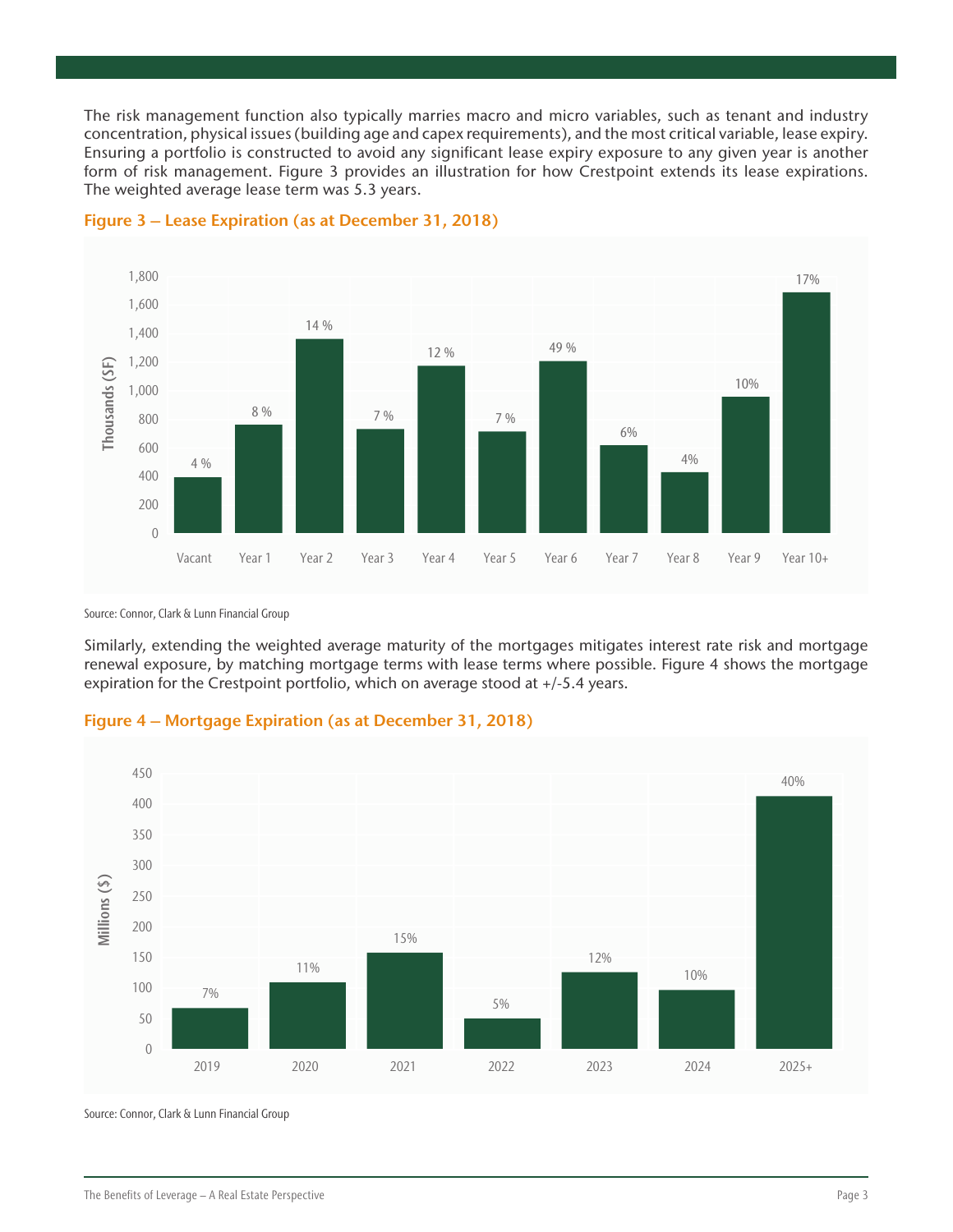The risk management function also typically marries macro and micro variables, such as tenant and industry concentration, physical issues (building age and capex requirements), and the most critical variable, lease expiry. Ensuring a portfolio is constructed to avoid any significant lease expiry exposure to any given year is another form of risk management. Figure 3 provides an illustration for how Crestpoint extends its lease expirations. The weighted average lease term was 5.3 years.

**Figure 3 – Lease Expiration (as at December 31, 2018)**

| | Vacant | Year 1 | Year 2 | Year 3 | Year 4 | Year 5 | Year 6 | Year 7 | Year 8 | Year 9 | Year 10+ |
|---|---|---|---|---|---|---|---|---|---|---|---|
| % | 4 % | 8 % | 14 % | 7 % | 12 % | 7 % | 49 % | 6% | 4% | 10% | 17% |

Thousands (SF)

Source: Connor, Clark & Lunn Financial Group

Similarly, extending the weighted average maturity of the mortgages mitigates interest rate risk and mortgage renewal exposure, by matching mortgage terms with lease terms where possible. Figure 4 shows the mortgage expiration for the Crestpoint portfolio, which on average stood at +/-5.4 years.

**Figure 4 – Mortgage Expiration (as at December 31, 2018)**

| | 2019 | 2020 | 2021 | 2022 | 2023 | 2024 | 2025+ |
|---|---|---|---|---|---|---|---|
| % | 7% | 11% | 15% | 5% | 12% | 10% | 40% |

Millions ($)

Source: Connor, Clark & Lunn Financial Group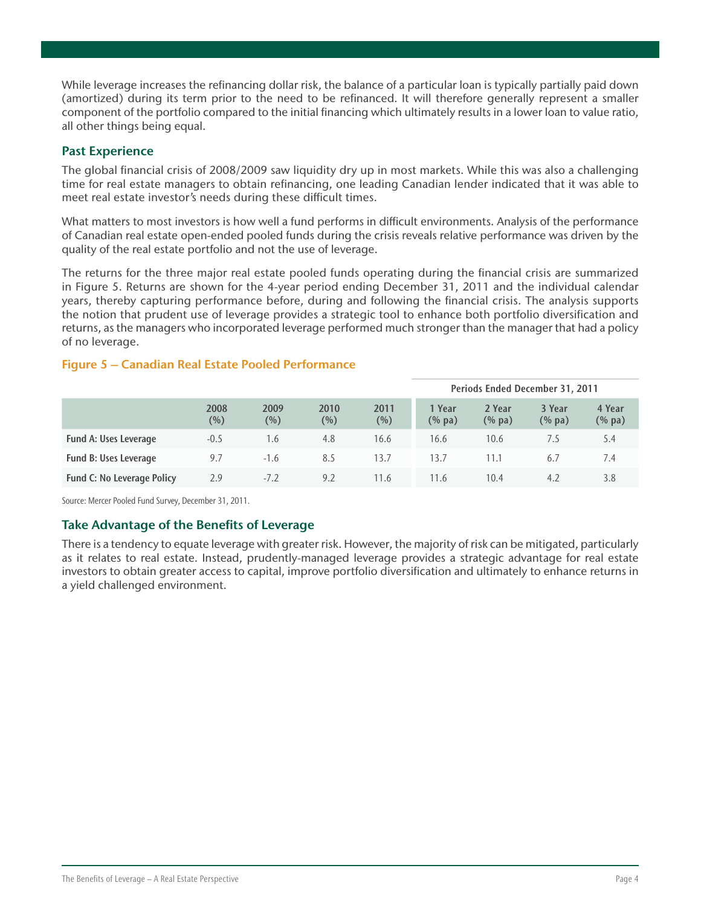While leverage increases the refinancing dollar risk, the balance of a particular loan is typically partially paid down (amortized) during its term prior to the need to be refinanced. It will therefore generally represent a smaller component of the portfolio compared to the initial financing which ultimately results in a lower loan to value ratio, all other things being equal.

## Past Experience

The global financial crisis of 2008/2009 saw liquidity dry up in most markets. While this was also a challenging time for real estate managers to obtain refinancing, one leading Canadian lender indicated that it was able to meet real estate investor's needs during these difficult times.

What matters to most investors is how well a fund performs in difficult environments. Analysis of the performance of Canadian real estate open-ended pooled funds during the crisis reveals relative performance was driven by the quality of the real estate portfolio and not the use of leverage.

The returns for the three major real estate pooled funds operating during the financial crisis are summarized in Figure 5. Returns are shown for the 4-year period ending December 31, 2011 and the individual calendar years, thereby capturing performance before, during and following the financial crisis. The analysis supports the notion that prudent use of leverage provides a strategic tool to enhance both portfolio diversification and returns, as the managers who incorporated leverage performed much stronger than the manager that had a policy of no leverage.

### Figure 5 – Canadian Real Estate Pooled Performance

| | | | | | Periods Ended December 31, 2011 | | | |
|---|---|---|---|---|---|---|---|---|
| | 2008 (%) | 2009 (%) | 2010 (%) | 2011 (%) | 1 Year (% pa) | 2 Year (% pa) | 3 Year (% pa) | 4 Year (% pa) |
| **Fund A: Uses Leverage** | -0.5 | 1.6 | 4.8 | 16.6 | 16.6 | 10.6 | 7.5 | 5.4 |
| **Fund B: Uses Leverage** | 9.7 | -1.6 | 8.5 | 13.7 | 13.7 | 11.1 | 6.7 | 7.4 |
| **Fund C: No Leverage Policy** | 2.9 | -7.2 | 9.2 | 11.6 | 11.6 | 10.4 | 4.2 | 3.8 |

Source: Mercer Pooled Fund Survey, December 31, 2011.

## Take Advantage of the Benefits of Leverage

There is a tendency to equate leverage with greater risk. However, the majority of risk can be mitigated, particularly as it relates to real estate. Instead, prudently-managed leverage provides a strategic advantage for real estate investors to obtain greater access to capital, improve portfolio diversification and ultimately to enhance returns in a yield challenged environment.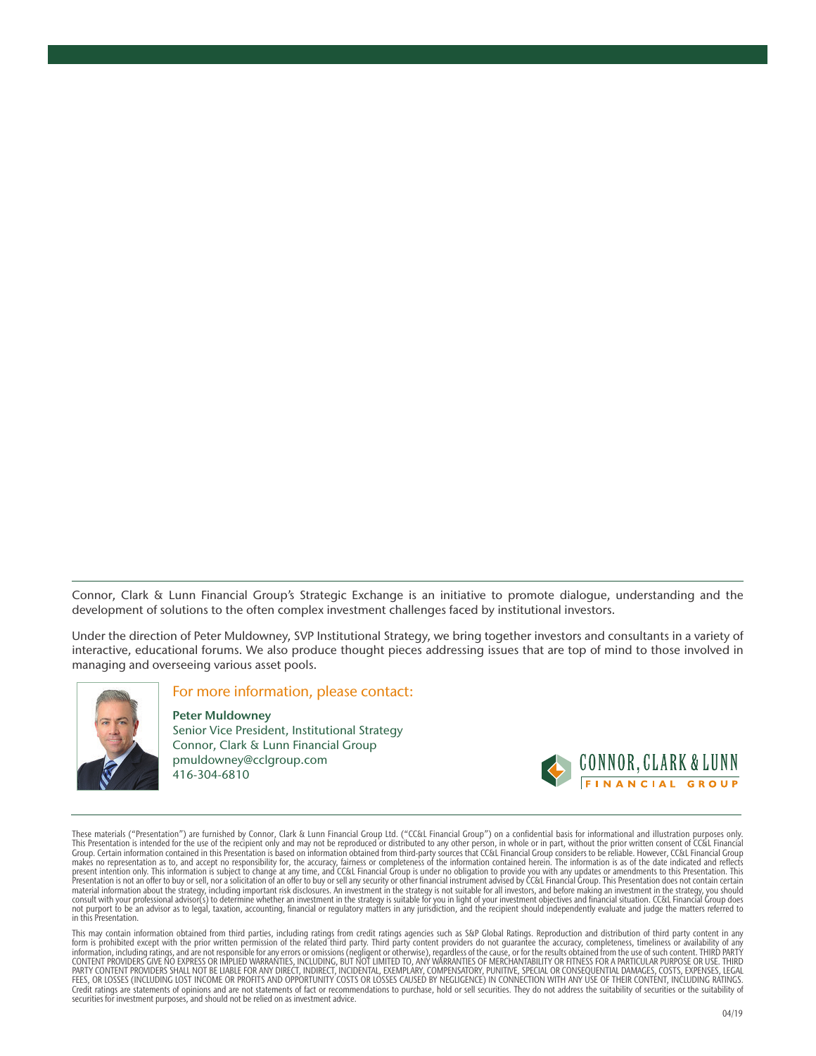Connor, Clark & Lunn Financial Group's Strategic Exchange is an initiative to promote dialogue, understanding and the development of solutions to the often complex investment challenges faced by institutional investors.

Under the direction of Peter Muldowney, SVP Institutional Strategy, we bring together investors and consultants in a variety of interactive, educational forums. We also produce thought pieces addressing issues that are top of mind to those involved in managing and overseeing various asset pools.

For more information, please contact:

**Peter Muldowney**
Senior Vice President, Institutional Strategy
Connor, Clark & Lunn Financial Group
pmuldowney@cclgroup.com
416-304-6810

CONNOR, CLARK & LUNN
FINANCIAL GROUP

These materials ("Presentation") are furnished by Connor, Clark & Lunn Financial Group Ltd. ("CC&L Financial Group") on a confidential basis for informational and illustration purposes only. This Presentation is intended for the use of the recipient only and may not be reproduced or distributed to any other person, in whole or in part, without the prior written consent of CC&L Financial Group. Certain information contained in this Presentation is based on information obtained from third-party sources that CC&L Financial Group considers to be reliable. However, CC&L Financial Group makes no representation as to, and accept no responsibility for, the accuracy, fairness or completeness of the information contained herein. The information is as of the date indicated and reflects present intention only. This information is subject to change at any time, and CC&L Financial Group is under no obligation to provide you with any updates or amendments to this Presentation. This Presentation is not an offer to buy or sell, nor a solicitation of an offer to buy or sell any security or other financial instrument advised by CC&L Financial Group. This Presentation does not contain certain material information about the strategy, including important risk disclosures. An investment in the strategy is not suitable for all investors, and before making an investment in the strategy, you should consult with your professional advisor(s) to determine whether an investment in the strategy is suitable for you in light of your investment objectives and financial situation. CC&L Financial Group does not purport to be an advisor as to legal, taxation, accounting, financial or regulatory matters in any jurisdiction, and the recipient should independently evaluate and judge the matters referred to in this Presentation.

This may contain information obtained from third parties, including ratings from credit ratings agencies such as S&P Global Ratings. Reproduction and distribution of third party content in any form is prohibited except with the prior written permission of the related third party. Third party content providers do not guarantee the accuracy, completeness, timeliness or availability of any information, including ratings, and are not responsible for any errors or omissions (negligent or otherwise), regardless of the cause, or for the results obtained from the use of such content. THIRD PARTY CONTENT PROVIDERS GIVE NO EXPRESS OR IMPLIED WARRANTIES, INCLUDING, BUT NOT LIMITED TO, ANY WARRANTIES OF MERCHANTABILITY OR FITNESS FOR A PARTICULAR PURPOSE OR USE. THIRD PARTY CONTENT PROVIDERS SHALL NOT BE LIABLE FOR ANY DIRECT, INDIRECT, INCIDENTAL, EXEMPLARY, COMPENSATORY, PUNITIVE, SPECIAL OR CONSEQUENTIAL DAMAGES, COSTS, EXPENSES, LEGAL FEES, OR LOSSES (INCLUDING LOST INCOME OR PROFITS AND OPPORTUNITY COSTS OR LOSSES CAUSED BY NEGLIGENCE) IN CONNECTION WITH ANY USE OF THEIR CONTENT, INCLUDING RATINGS. Credit ratings are statements of opinions and are not statements of fact or recommendations to purchase, hold or sell securities. They do not address the suitability of securities or the suitability of securities for investment purposes, and should not be relied on as investment advice.

04/19